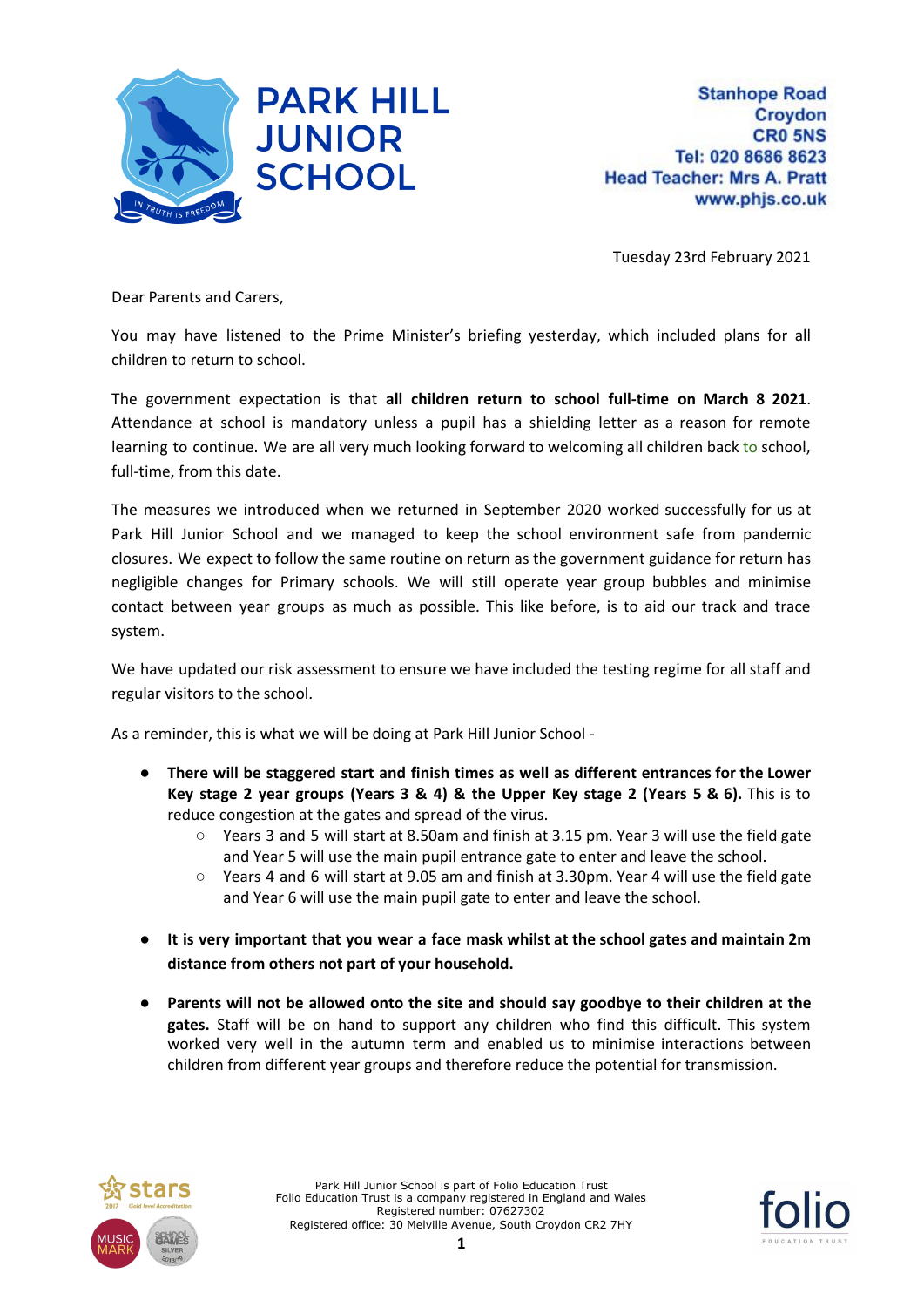# PARK HILL JUNIOR SCHOOL

Stanhope Road
Croydon
CR0 5NS
Tel: 020 8686 8623
Head Teacher: Mrs A. Pratt
www.phjs.co.uk

Tuesday 23rd February 2021

Dear Parents and Carers,

You may have listened to the Prime Minister's briefing yesterday, which included plans for all children to return to school.

The government expectation is that **all children return to school full-time on March 8 2021**. Attendance at school is mandatory unless a pupil has a shielding letter as a reason for remote learning to continue. We are all very much looking forward to welcoming all children back to school, full-time, from this date.

The measures we introduced when we returned in September 2020 worked successfully for us at Park Hill Junior School and we managed to keep the school environment safe from pandemic closures. We expect to follow the same routine on return as the government guidance for return has negligible changes for Primary schools. We will still operate year group bubbles and minimise contact between year groups as much as possible. This like before, is to aid our track and trace system.

We have updated our risk assessment to ensure we have included the testing regime for all staff and regular visitors to the school.

As a reminder, this is what we will be doing at Park Hill Junior School -

- **There will be staggered start and finish times as well as different entrances for the Lower Key stage 2 year groups (Years 3 & 4) & the Upper Key stage 2 (Years 5 & 6).** This is to reduce congestion at the gates and spread of the virus.
  - Years 3 and 5 will start at 8.50am and finish at 3.15 pm. Year 3 will use the field gate and Year 5 will use the main pupil entrance gate to enter and leave the school.
  - Years 4 and 6 will start at 9.05 am and finish at 3.30pm. Year 4 will use the field gate and Year 6 will use the main pupil gate to enter and leave the school.

- **It is very important that you wear a face mask whilst at the school gates and maintain 2m distance from others not part of your household.**

- **Parents will not be allowed onto the site and should say goodbye to their children at the gates.** Staff will be on hand to support any children who find this difficult. This system worked very well in the autumn term and enabled us to minimise interactions between children from different year groups and therefore reduce the potential for transmission.

Park Hill Junior School is part of Folio Education Trust
Folio Education Trust is a company registered in England and Wales
Registered number: 07627302
Registered office: 30 Melville Avenue, South Croydon CR2 7HY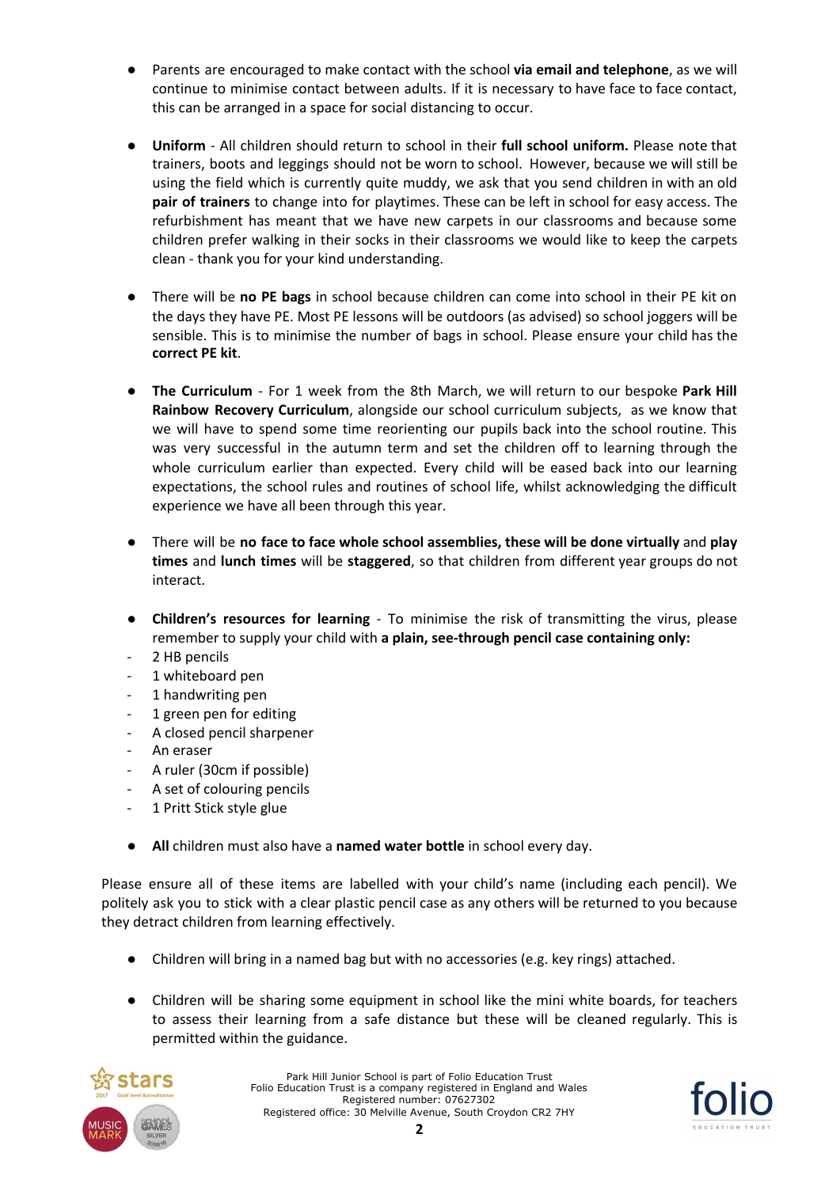- Parents are encouraged to make contact with the school **via email and telephone**, as we will continue to minimise contact between adults. If it is necessary to have face to face contact, this can be arranged in a space for social distancing to occur.

- **Uniform** - All children should return to school in their **full school uniform.** Please note that trainers, boots and leggings should not be worn to school. However, because we will still be using the field which is currently quite muddy, we ask that you send children in with an old **pair of trainers** to change into for playtimes. These can be left in school for easy access. The refurbishment has meant that we have new carpets in our classrooms and because some children prefer walking in their socks in their classrooms we would like to keep the carpets clean - thank you for your kind understanding.

- There will be **no PE bags** in school because children can come into school in their PE kit on the days they have PE. Most PE lessons will be outdoors (as advised) so school joggers will be sensible. This is to minimise the number of bags in school. Please ensure your child has the **correct PE kit**.

- **The Curriculum** - For 1 week from the 8th March, we will return to our bespoke **Park Hill Rainbow Recovery Curriculum**, alongside our school curriculum subjects, as we know that we will have to spend some time reorienting our pupils back into the school routine. This was very successful in the autumn term and set the children off to learning through the whole curriculum earlier than expected. Every child will be eased back into our learning expectations, the school rules and routines of school life, whilst acknowledging the difficult experience we have all been through this year.

- There will be **no face to face whole school assemblies, these will be done virtually** and **play times** and **lunch times** will be **staggered**, so that children from different year groups do not interact.

- **Children's resources for learning** - To minimise the risk of transmitting the virus, please remember to supply your child with **a plain, see-through pencil case containing only:**

- 2 HB pencils
- 1 whiteboard pen
- 1 handwriting pen
- 1 green pen for editing
- A closed pencil sharpener
- An eraser
- A ruler (30cm if possible)
- A set of colouring pencils
- 1 Pritt Stick style glue

- **All** children must also have a **named water bottle** in school every day.

Please ensure all of these items are labelled with your child's name (including each pencil). We politely ask you to stick with a clear plastic pencil case as any others will be returned to you because they detract children from learning effectively.

- Children will bring in a named bag but with no accessories (e.g. key rings) attached.

- Children will be sharing some equipment in school like the mini white boards, for teachers to assess their learning from a safe distance but these will be cleaned regularly. This is permitted within the guidance.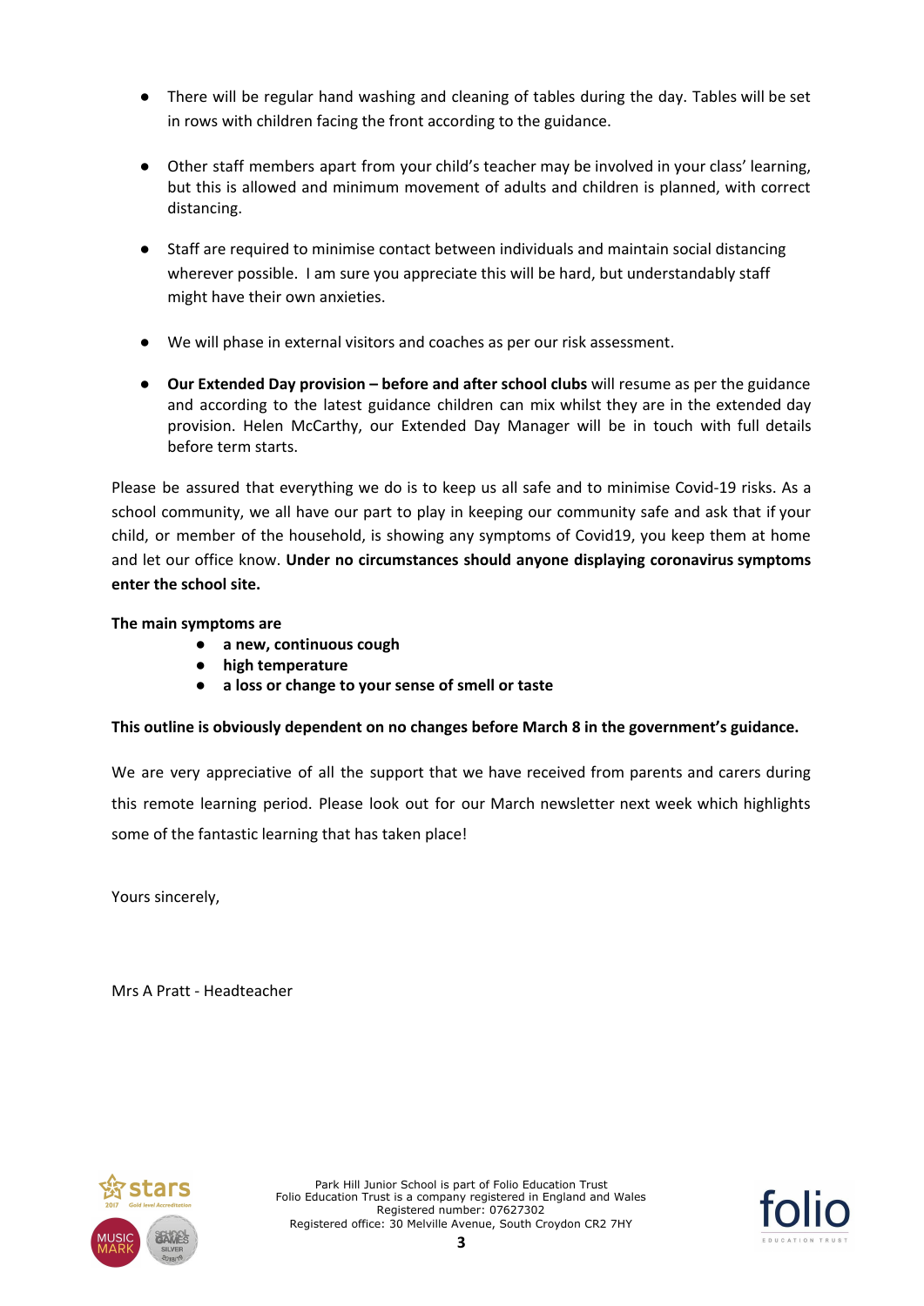- There will be regular hand washing and cleaning of tables during the day. Tables will be set in rows with children facing the front according to the guidance.

- Other staff members apart from your child's teacher may be involved in your class' learning, but this is allowed and minimum movement of adults and children is planned, with correct distancing.

- Staff are required to minimise contact between individuals and maintain social distancing wherever possible. I am sure you appreciate this will be hard, but understandably staff might have their own anxieties.

- We will phase in external visitors and coaches as per our risk assessment.

- **Our Extended Day provision – before and after school clubs** will resume as per the guidance and according to the latest guidance children can mix whilst they are in the extended day provision. Helen McCarthy, our Extended Day Manager will be in touch with full details before term starts.

Please be assured that everything we do is to keep us all safe and to minimise Covid-19 risks. As a school community, we all have our part to play in keeping our community safe and ask that if your child, or member of the household, is showing any symptoms of Covid19, you keep them at home and let our office know. **Under no circumstances should anyone displaying coronavirus symptoms enter the school site.**

**The main symptoms are**

- **a new, continuous cough**
- **high temperature**
- **a loss or change to your sense of smell or taste**

**This outline is obviously dependent on no changes before March 8 in the government's guidance.**

We are very appreciative of all the support that we have received from parents and carers during this remote learning period. Please look out for our March newsletter next week which highlights some of the fantastic learning that has taken place!

Yours sincerely,

Mrs A Pratt - Headteacher

Park Hill Junior School is part of Folio Education Trust
Folio Education Trust is a company registered in England and Wales
Registered number: 07627302
Registered office: 30 Melville Avenue, South Croydon CR2 7HY